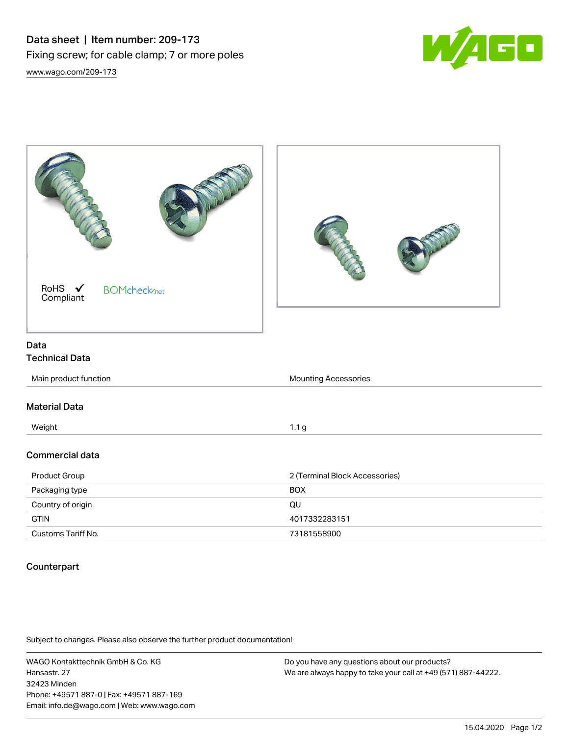# Data sheet | Item number: 209-173

Fixing screw; for cable clamp; 7 or more poles

www.wago.com/209-173

RoHS ✓ Compliant

BOMcheck.net

## Data

### Technical Data

| | |
|---|---|
| Main product function | Mounting Accessories |

### Material Data

| | |
|---|---|
| Weight | 1.1 g |

### Commercial data

| | |
|---|---|
| Product Group | 2 (Terminal Block Accessories) |
| Packaging type | BOX |
| Country of origin | QU |
| GTIN | 4017332283151 |
| Customs Tariff No. | 73181558900 |

### Counterpart

Subject to changes. Please also observe the further product documentation!

WAGO Kontakttechnik GmbH & Co. KG
Hansastr. 27
32423 Minden
Phone: +49571 887-0 | Fax: +49571 887-169
Email: info.de@wago.com | Web: www.wago.com

Do you have any questions about our products?
We are always happy to take your call at +49 (571) 887-44222.

15.04.2020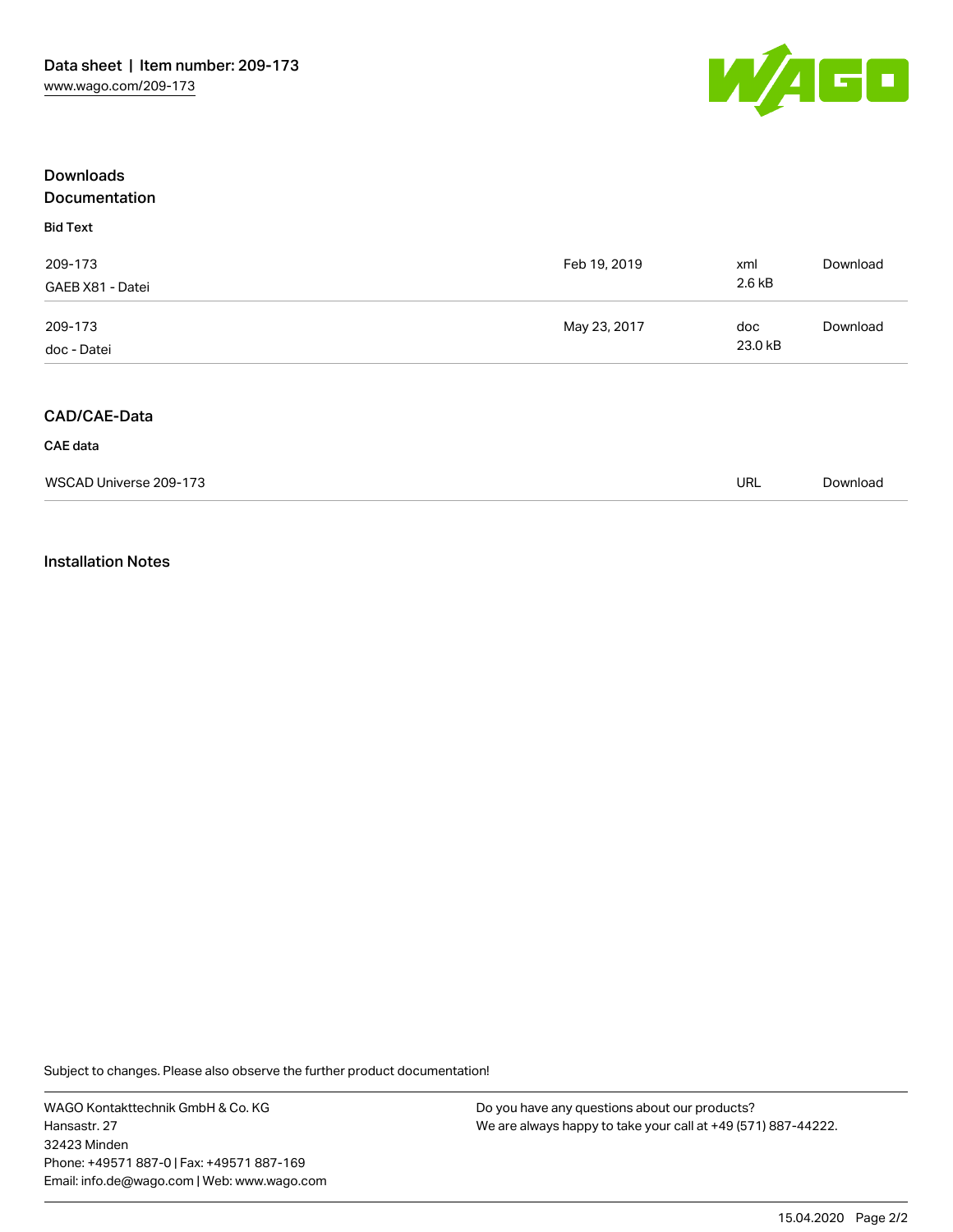## Downloads

### Documentation

**Bid Text**

| | | | |
|---|---|---|---|
| 209-173<br>GAEB X81 - Datei | Feb 19, 2019 | xml<br>2.6 kB | Download |
| 209-173<br>doc - Datei | May 23, 2017 | doc<br>23.0 kB | Download |

### CAD/CAE-Data

**CAE data**

| | | |
|---|---|---|
| WSCAD Universe 209-173 | URL | Download |

## Installation Notes

Subject to changes. Please also observe the further product documentation!

WAGO Kontakttechnik GmbH & Co. KG
Hansastr. 27
32423 Minden
Phone: +49571 887-0 | Fax: +49571 887-169
Email: info.de@wago.com | Web: www.wago.com

Do you have any questions about our products?
We are always happy to take your call at +49 (571) 887-44222.